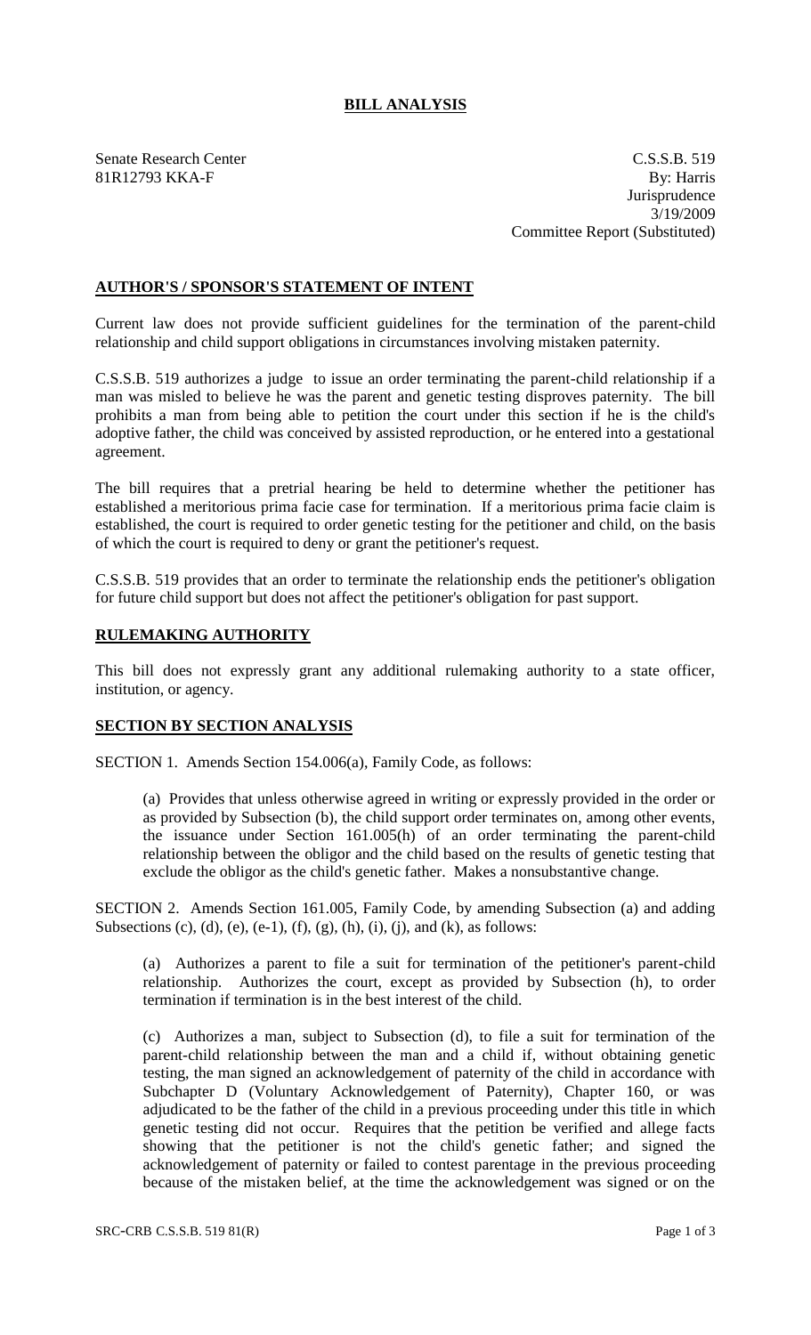## BILL ANALYSIS

Senate Research Center
81R12793 KKA-F

C.S.S.B. 519
By: Harris
Jurisprudence
3/19/2009
Committee Report (Substituted)

### AUTHOR'S / SPONSOR'S STATEMENT OF INTENT

Current law does not provide sufficient guidelines for the termination of the parent-child relationship and child support obligations in circumstances involving mistaken paternity.

C.S.S.B. 519 authorizes a judge to issue an order terminating the parent-child relationship if a man was misled to believe he was the parent and genetic testing disproves paternity. The bill prohibits a man from being able to petition the court under this section if he is the child's adoptive father, the child was conceived by assisted reproduction, or he entered into a gestational agreement.

The bill requires that a pretrial hearing be held to determine whether the petitioner has established a meritorious prima facie case for termination. If a meritorious prima facie claim is established, the court is required to order genetic testing for the petitioner and child, on the basis of which the court is required to deny or grant the petitioner's request.

C.S.S.B. 519 provides that an order to terminate the relationship ends the petitioner's obligation for future child support but does not affect the petitioner's obligation for past support.

### RULEMAKING AUTHORITY

This bill does not expressly grant any additional rulemaking authority to a state officer, institution, or agency.

### SECTION BY SECTION ANALYSIS

SECTION 1. Amends Section 154.006(a), Family Code, as follows:

(a) Provides that unless otherwise agreed in writing or expressly provided in the order or as provided by Subsection (b), the child support order terminates on, among other events, the issuance under Section 161.005(h) of an order terminating the parent-child relationship between the obligor and the child based on the results of genetic testing that exclude the obligor as the child's genetic father. Makes a nonsubstantive change.

SECTION 2. Amends Section 161.005, Family Code, by amending Subsection (a) and adding Subsections (c), (d), (e), (e-1), (f), (g), (h), (i), (j), and (k), as follows:

(a) Authorizes a parent to file a suit for termination of the petitioner's parent-child relationship. Authorizes the court, except as provided by Subsection (h), to order termination if termination is in the best interest of the child.

(c) Authorizes a man, subject to Subsection (d), to file a suit for termination of the parent-child relationship between the man and a child if, without obtaining genetic testing, the man signed an acknowledgement of paternity of the child in accordance with Subchapter D (Voluntary Acknowledgement of Paternity), Chapter 160, or was adjudicated to be the father of the child in a previous proceeding under this title in which genetic testing did not occur. Requires that the petition be verified and allege facts showing that the petitioner is not the child's genetic father; and signed the acknowledgement of paternity or failed to contest parentage in the previous proceeding because of the mistaken belief, at the time the acknowledgement was signed or on the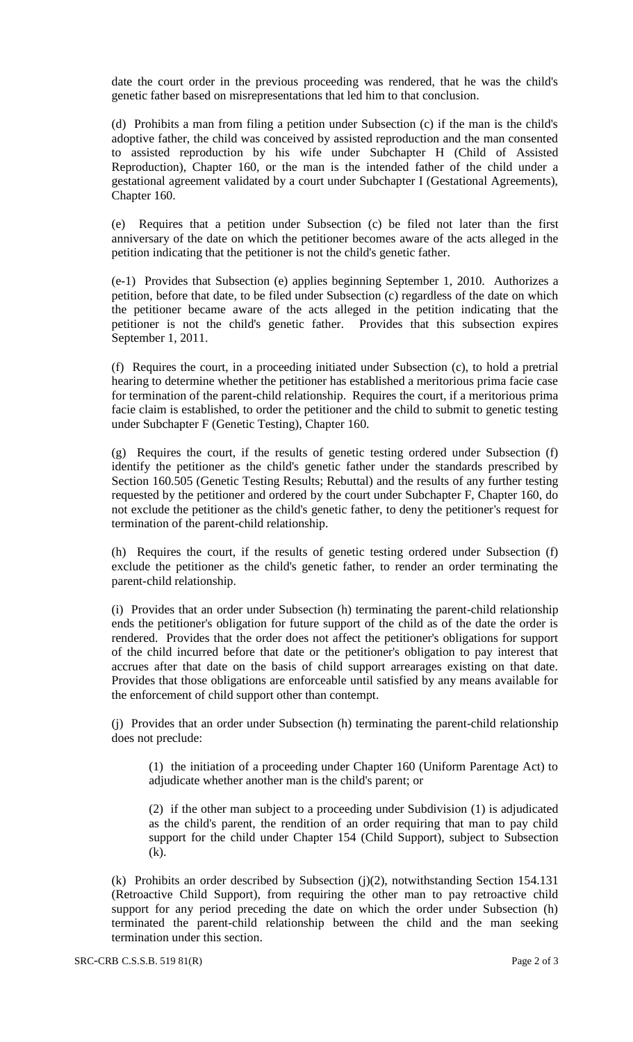date the court order in the previous proceeding was rendered, that he was the child's genetic father based on misrepresentations that led him to that conclusion.

(d) Prohibits a man from filing a petition under Subsection (c) if the man is the child's adoptive father, the child was conceived by assisted reproduction and the man consented to assisted reproduction by his wife under Subchapter H (Child of Assisted Reproduction), Chapter 160, or the man is the intended father of the child under a gestational agreement validated by a court under Subchapter I (Gestational Agreements), Chapter 160.

(e) Requires that a petition under Subsection (c) be filed not later than the first anniversary of the date on which the petitioner becomes aware of the acts alleged in the petition indicating that the petitioner is not the child's genetic father.

(e-1) Provides that Subsection (e) applies beginning September 1, 2010. Authorizes a petition, before that date, to be filed under Subsection (c) regardless of the date on which the petitioner became aware of the acts alleged in the petition indicating that the petitioner is not the child's genetic father. Provides that this subsection expires September 1, 2011.

(f) Requires the court, in a proceeding initiated under Subsection (c), to hold a pretrial hearing to determine whether the petitioner has established a meritorious prima facie case for termination of the parent-child relationship. Requires the court, if a meritorious prima facie claim is established, to order the petitioner and the child to submit to genetic testing under Subchapter F (Genetic Testing), Chapter 160.

(g) Requires the court, if the results of genetic testing ordered under Subsection (f) identify the petitioner as the child's genetic father under the standards prescribed by Section 160.505 (Genetic Testing Results; Rebuttal) and the results of any further testing requested by the petitioner and ordered by the court under Subchapter F, Chapter 160, do not exclude the petitioner as the child's genetic father, to deny the petitioner's request for termination of the parent-child relationship.

(h) Requires the court, if the results of genetic testing ordered under Subsection (f) exclude the petitioner as the child's genetic father, to render an order terminating the parent-child relationship.

(i) Provides that an order under Subsection (h) terminating the parent-child relationship ends the petitioner's obligation for future support of the child as of the date the order is rendered. Provides that the order does not affect the petitioner's obligations for support of the child incurred before that date or the petitioner's obligation to pay interest that accrues after that date on the basis of child support arrearages existing on that date. Provides that those obligations are enforceable until satisfied by any means available for the enforcement of child support other than contempt.

(j) Provides that an order under Subsection (h) terminating the parent-child relationship does not preclude:

(1) the initiation of a proceeding under Chapter 160 (Uniform Parentage Act) to adjudicate whether another man is the child's parent; or

(2) if the other man subject to a proceeding under Subdivision (1) is adjudicated as the child's parent, the rendition of an order requiring that man to pay child support for the child under Chapter 154 (Child Support), subject to Subsection (k).

(k) Prohibits an order described by Subsection (j)(2), notwithstanding Section 154.131 (Retroactive Child Support), from requiring the other man to pay retroactive child support for any period preceding the date on which the order under Subsection (h) terminated the parent-child relationship between the child and the man seeking termination under this section.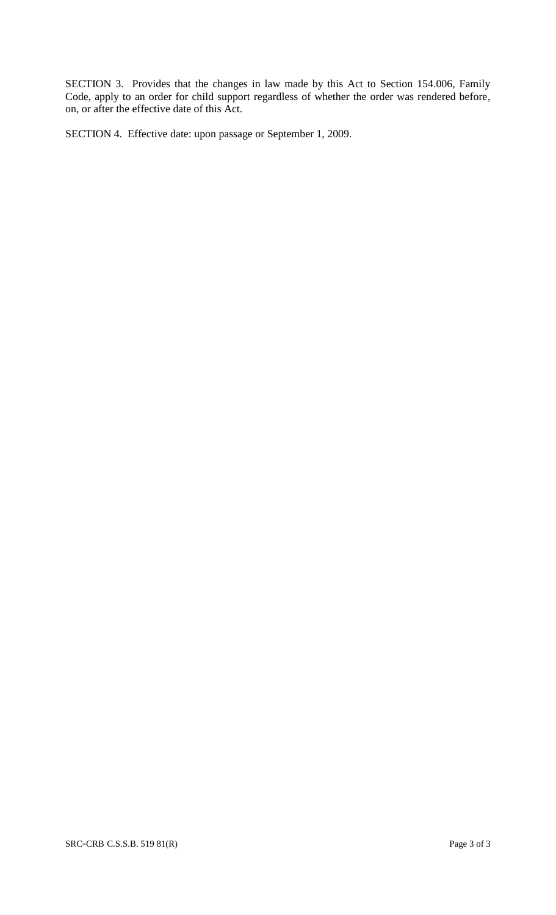SECTION 3. Provides that the changes in law made by this Act to Section 154.006, Family Code, apply to an order for child support regardless of whether the order was rendered before, on, or after the effective date of this Act.

SECTION 4. Effective date: upon passage or September 1, 2009.